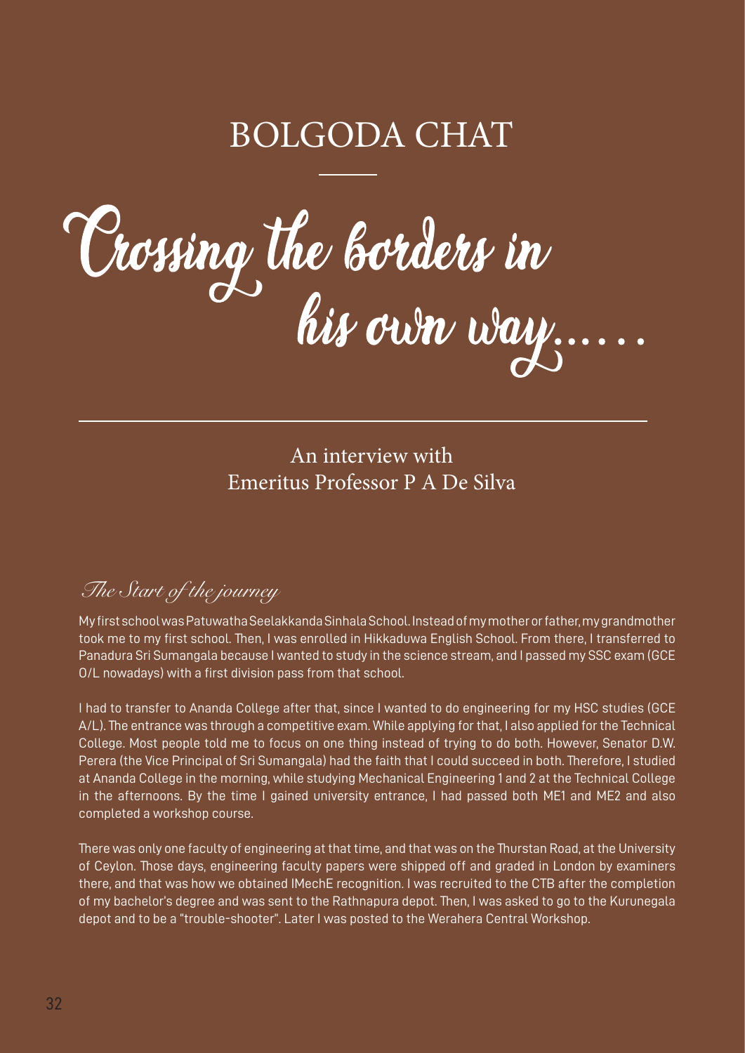# BOLGODA CHAT

# Crossing the borders in his own way......

An interview with
Emeritus Professor P A De Silva

## *The Start of the journey*

My first school was Patuwatha Seelakkanda Sinhala School. Instead of my mother or father, my grandmother took me to my first school. Then, I was enrolled in Hikkaduwa English School. From there, I transferred to Panadura Sri Sumangala because I wanted to study in the science stream, and I passed my SSC exam (GCE O/L nowadays) with a first division pass from that school.

I had to transfer to Ananda College after that, since I wanted to do engineering for my HSC studies (GCE A/L). The entrance was through a competitive exam. While applying for that, I also applied for the Technical College. Most people told me to focus on one thing instead of trying to do both. However, Senator D.W. Perera (the Vice Principal of Sri Sumangala) had the faith that I could succeed in both. Therefore, I studied at Ananda College in the morning, while studying Mechanical Engineering 1 and 2 at the Technical College in the afternoons. By the time I gained university entrance, I had passed both ME1 and ME2 and also completed a workshop course.

There was only one faculty of engineering at that time, and that was on the Thurstan Road, at the University of Ceylon. Those days, engineering faculty papers were shipped off and graded in London by examiners there, and that was how we obtained IMechE recognition. I was recruited to the CTB after the completion of my bachelor's degree and was sent to the Rathnapura depot. Then, I was asked to go to the Kurunegala depot and to be a "trouble-shooter". Later I was posted to the Werahera Central Workshop.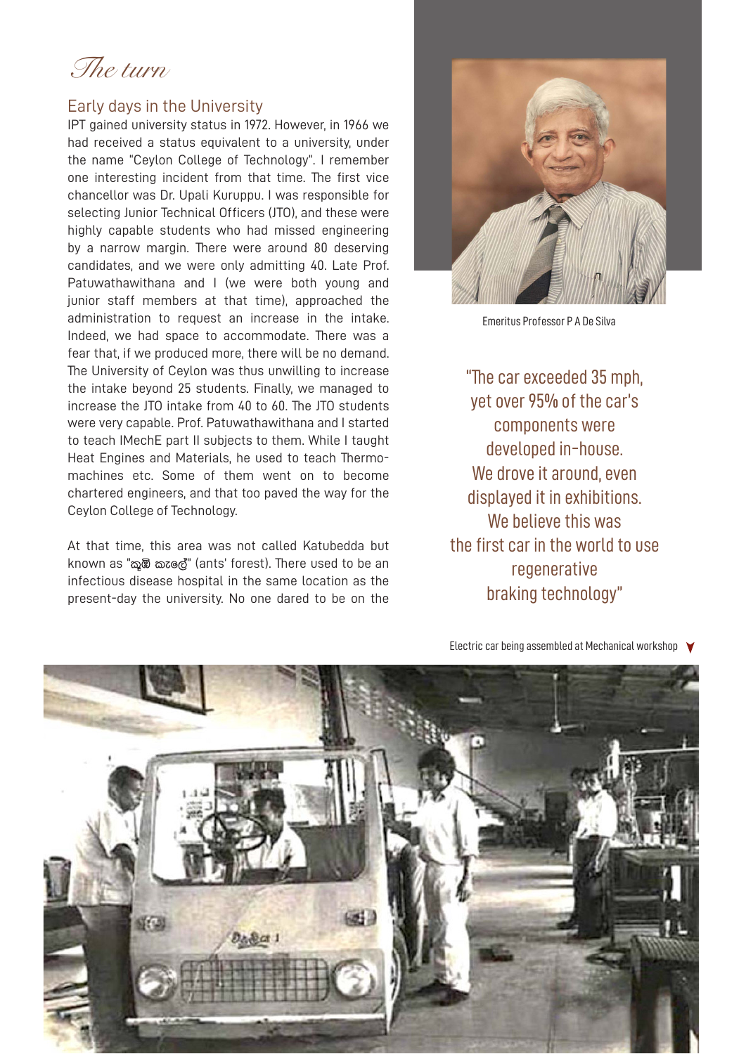# *The turn*

## Early days in the University

IPT gained university status in 1972. However, in 1966 we had received a status equivalent to a university, under the name "Ceylon College of Technology". I remember one interesting incident from that time. The first vice chancellor was Dr. Upali Kuruppu. I was responsible for selecting Junior Technical Officers (JTO), and these were highly capable students who had missed engineering by a narrow margin. There were around 80 deserving candidates, and we were only admitting 40. Late Prof. Patuwathawithana and I (we were both young and junior staff members at that time), approached the administration to request an increase in the intake. Indeed, we had space to accommodate. There was a fear that, if we produced more, there will be no demand. The University of Ceylon was thus unwilling to increase the intake beyond 25 students. Finally, we managed to increase the JTO intake from 40 to 60. The JTO students were very capable. Prof. Patuwathawithana and I started to teach IMechE part II subjects to them. While I taught Heat Engines and Materials, he used to teach Thermo-machines etc. Some of them went on to become chartered engineers, and that too paved the way for the Ceylon College of Technology.

At that time, this area was not called Katubedda but known as "කූඹි කැලේ" (ants' forest). There used to be an infectious disease hospital in the same location as the present-day the university. No one dared to be on the

Emeritus Professor P A De Silva

"The car exceeded 35 mph, yet over 95% of the car's components were developed in-house. We drove it around, even displayed it in exhibitions. We believe this was the first car in the world to use regenerative braking technology"

Electric car being assembled at Mechanical workshop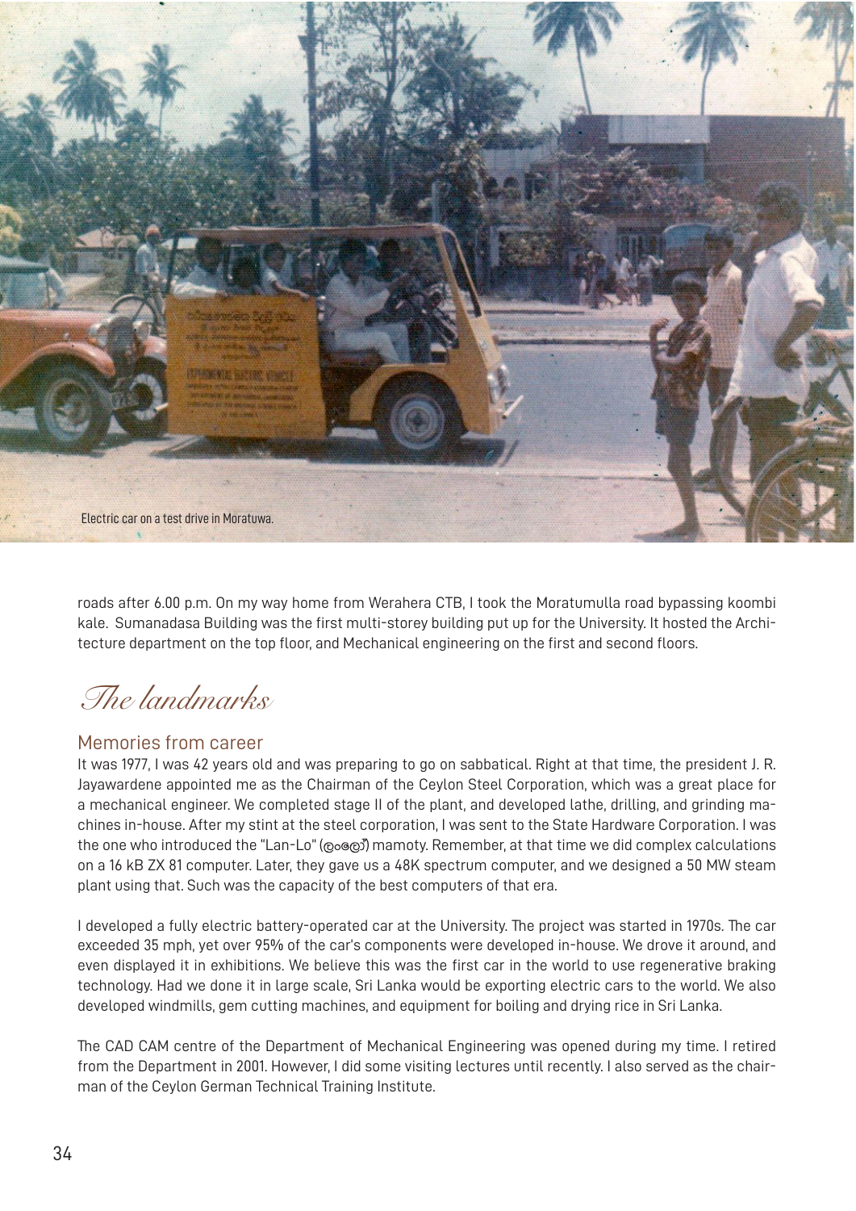Electric car on a test drive in Moratuwa.

roads after 6.00 p.m. On my way home from Werahera CTB, I took the Moratumulla road bypassing koombi kale. Sumanadasa Building was the first multi-storey building put up for the University. It hosted the Architecture department on the top floor, and Mechanical engineering on the first and second floors.

## *The landmarks*

### Memories from career

It was 1977, I was 42 years old and was preparing to go on sabbatical. Right at that time, the president J. R. Jayawardene appointed me as the Chairman of the Ceylon Steel Corporation, which was a great place for a mechanical engineer. We completed stage II of the plant, and developed lathe, drilling, and grinding machines in-house. After my stint at the steel corporation, I was sent to the State Hardware Corporation. I was the one who introduced the "Lan-Lo" (ලංලෝ) mamoty. Remember, at that time we did complex calculations on a 16 kB ZX 81 computer. Later, they gave us a 48K spectrum computer, and we designed a 50 MW steam plant using that. Such was the capacity of the best computers of that era.

I developed a fully electric battery-operated car at the University. The project was started in 1970s. The car exceeded 35 mph, yet over 95% of the car's components were developed in-house. We drove it around, and even displayed it in exhibitions. We believe this was the first car in the world to use regenerative braking technology. Had we done it in large scale, Sri Lanka would be exporting electric cars to the world. We also developed windmills, gem cutting machines, and equipment for boiling and drying rice in Sri Lanka.

The CAD CAM centre of the Department of Mechanical Engineering was opened during my time. I retired from the Department in 2001. However, I did some visiting lectures until recently. I also served as the chairman of the Ceylon German Technical Training Institute.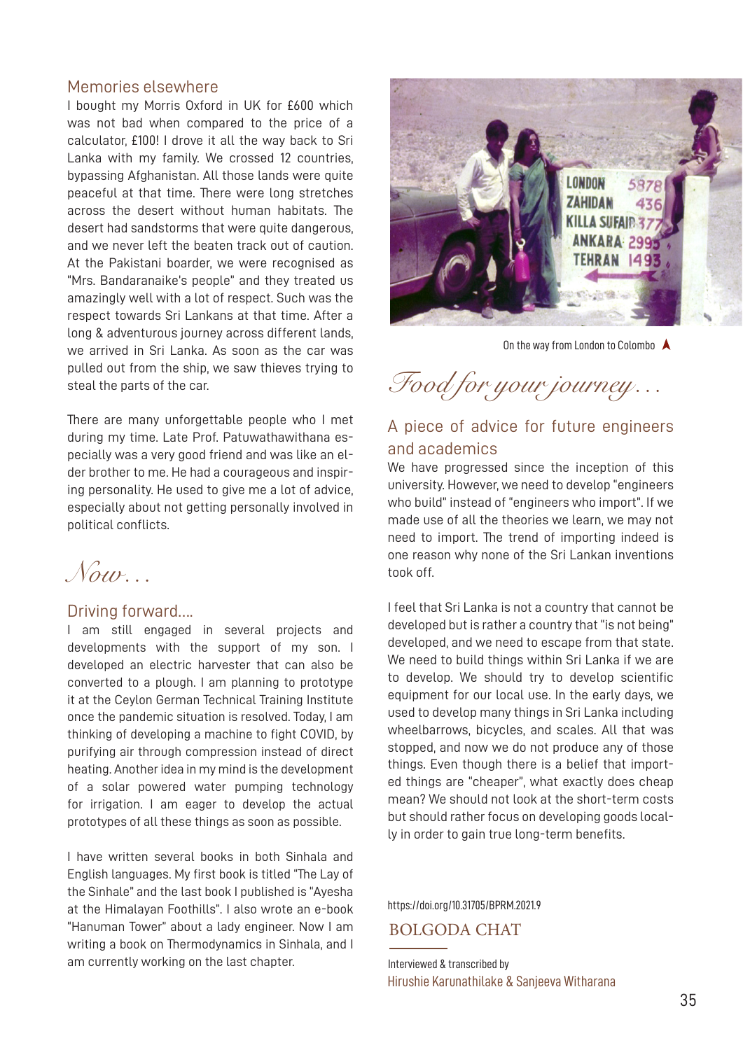### Memories elsewhere

I bought my Morris Oxford in UK for £600 which was not bad when compared to the price of a calculator, £100! I drove it all the way back to Sri Lanka with my family. We crossed 12 countries, bypassing Afghanistan. All those lands were quite peaceful at that time. There were long stretches across the desert without human habitats. The desert had sandstorms that were quite dangerous, and we never left the beaten track out of caution. At the Pakistani boarder, we were recognised as "Mrs. Bandaranaike's people" and they treated us amazingly well with a lot of respect. Such was the respect towards Sri Lankans at that time. After a long & adventurous journey across different lands, we arrived in Sri Lanka. As soon as the car was pulled out from the ship, we saw thieves trying to steal the parts of the car.

There are many unforgettable people who I met during my time. Late Prof. Patuwathawithana especially was a very good friend and was like an elder brother to me. He had a courageous and inspiring personality. He used to give me a lot of advice, especially about not getting personally involved in political conflicts.

## *Now...*

### Driving forward....

I am still engaged in several projects and developments with the support of my son. I developed an electric harvester that can also be converted to a plough. I am planning to prototype it at the Ceylon German Technical Training Institute once the pandemic situation is resolved. Today, I am thinking of developing a machine to fight COVID, by purifying air through compression instead of direct heating. Another idea in my mind is the development of a solar powered water pumping technology for irrigation. I am eager to develop the actual prototypes of all these things as soon as possible.

I have written several books in both Sinhala and English languages. My first book is titled "The Lay of the Sinhale" and the last book I published is "Ayesha at the Himalayan Foothills". I also wrote an e-book "Hanuman Tower" about a lady engineer. Now I am writing a book on Thermodynamics in Sinhala, and I am currently working on the last chapter.

On the way from London to Colombo

## *Food for your journey...*

### A piece of advice for future engineers and academics

We have progressed since the inception of this university. However, we need to develop "engineers who build" instead of "engineers who import". If we made use of all the theories we learn, we may not need to import. The trend of importing indeed is one reason why none of the Sri Lankan inventions took off.

I feel that Sri Lanka is not a country that cannot be developed but is rather a country that "is not being" developed, and we need to escape from that state. We need to build things within Sri Lanka if we are to develop. We should try to develop scientific equipment for our local use. In the early days, we used to develop many things in Sri Lanka including wheelbarrows, bicycles, and scales. All that was stopped, and now we do not produce any of those things. Even though there is a belief that imported things are "cheaper", what exactly does cheap mean? We should not look at the short-term costs but should rather focus on developing goods locally in order to gain true long-term benefits.

https://doi.org/10.31705/BPRM.2021.9

BOLGODA CHAT

Interviewed & transcribed by
Hirushie Karunathilake & Sanjeeva Witharana